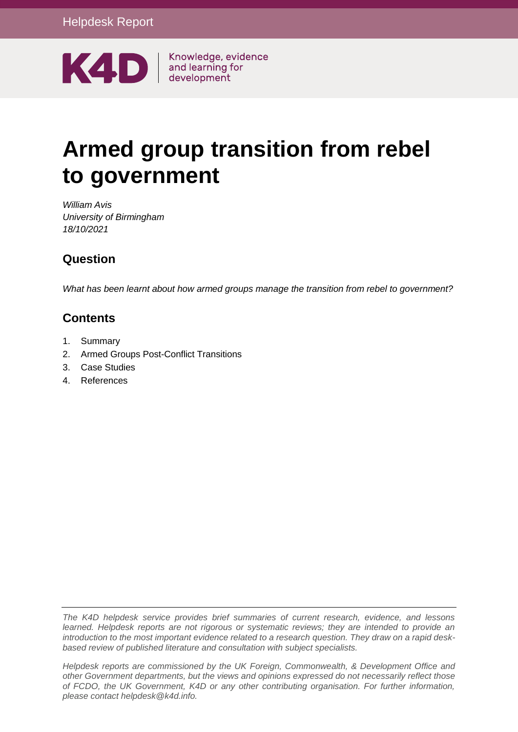Helpdesk Report

K4D | Knowledge, evidence and learning for development

# Armed group transition from rebel to government

*William Avis*
*University of Birmingham*
*18/10/2021*

## Question

*What has been learnt about how armed groups manage the transition from rebel to government?*

## Contents

1. Summary
2. Armed Groups Post-Conflict Transitions
3. Case Studies
4. References

---

*The K4D helpdesk service provides brief summaries of current research, evidence, and lessons learned. Helpdesk reports are not rigorous or systematic reviews; they are intended to provide an introduction to the most important evidence related to a research question. They draw on a rapid desk-based review of published literature and consultation with subject specialists.*

*Helpdesk reports are commissioned by the UK Foreign, Commonwealth, & Development Office and other Government departments, but the views and opinions expressed do not necessarily reflect those of FCDO, the UK Government, K4D or any other contributing organisation. For further information, please contact helpdesk@k4d.info.*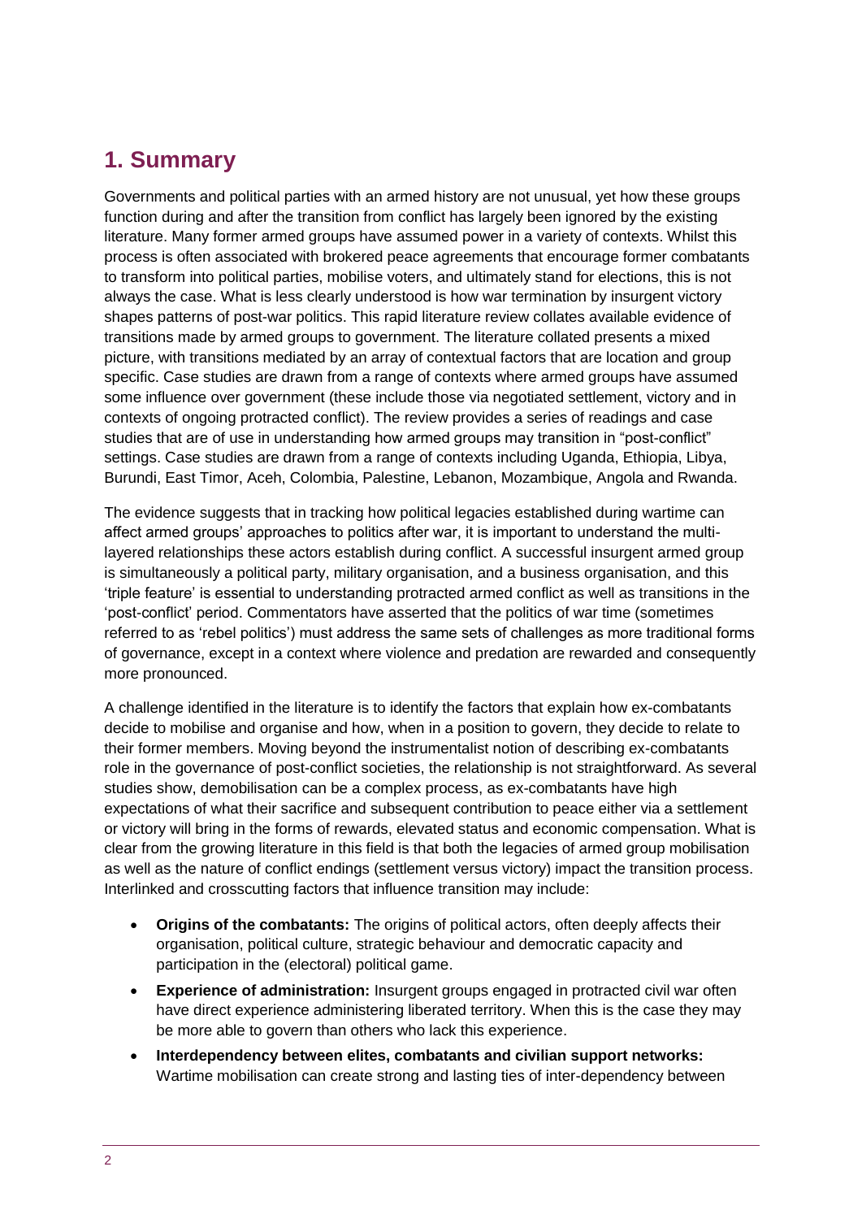## 1. Summary

Governments and political parties with an armed history are not unusual, yet how these groups function during and after the transition from conflict has largely been ignored by the existing literature. Many former armed groups have assumed power in a variety of contexts. Whilst this process is often associated with brokered peace agreements that encourage former combatants to transform into political parties, mobilise voters, and ultimately stand for elections, this is not always the case. What is less clearly understood is how war termination by insurgent victory shapes patterns of post-war politics. This rapid literature review collates available evidence of transitions made by armed groups to government. The literature collated presents a mixed picture, with transitions mediated by an array of contextual factors that are location and group specific. Case studies are drawn from a range of contexts where armed groups have assumed some influence over government (these include those via negotiated settlement, victory and in contexts of ongoing protracted conflict). The review provides a series of readings and case studies that are of use in understanding how armed groups may transition in "post-conflict" settings. Case studies are drawn from a range of contexts including Uganda, Ethiopia, Libya, Burundi, East Timor, Aceh, Colombia, Palestine, Lebanon, Mozambique, Angola and Rwanda.

The evidence suggests that in tracking how political legacies established during wartime can affect armed groups' approaches to politics after war, it is important to understand the multi-layered relationships these actors establish during conflict. A successful insurgent armed group is simultaneously a political party, military organisation, and a business organisation, and this 'triple feature' is essential to understanding protracted armed conflict as well as transitions in the 'post-conflict' period. Commentators have asserted that the politics of war time (sometimes referred to as 'rebel politics') must address the same sets of challenges as more traditional forms of governance, except in a context where violence and predation are rewarded and consequently more pronounced.

A challenge identified in the literature is to identify the factors that explain how ex-combatants decide to mobilise and organise and how, when in a position to govern, they decide to relate to their former members. Moving beyond the instrumentalist notion of describing ex-combatants role in the governance of post-conflict societies, the relationship is not straightforward. As several studies show, demobilisation can be a complex process, as ex-combatants have high expectations of what their sacrifice and subsequent contribution to peace either via a settlement or victory will bring in the forms of rewards, elevated status and economic compensation. What is clear from the growing literature in this field is that both the legacies of armed group mobilisation as well as the nature of conflict endings (settlement versus victory) impact the transition process. Interlinked and crosscutting factors that influence transition may include:

- **Origins of the combatants:** The origins of political actors, often deeply affects their organisation, political culture, strategic behaviour and democratic capacity and participation in the (electoral) political game.
- **Experience of administration:** Insurgent groups engaged in protracted civil war often have direct experience administering liberated territory. When this is the case they may be more able to govern than others who lack this experience.
- **Interdependency between elites, combatants and civilian support networks:** Wartime mobilisation can create strong and lasting ties of inter-dependency between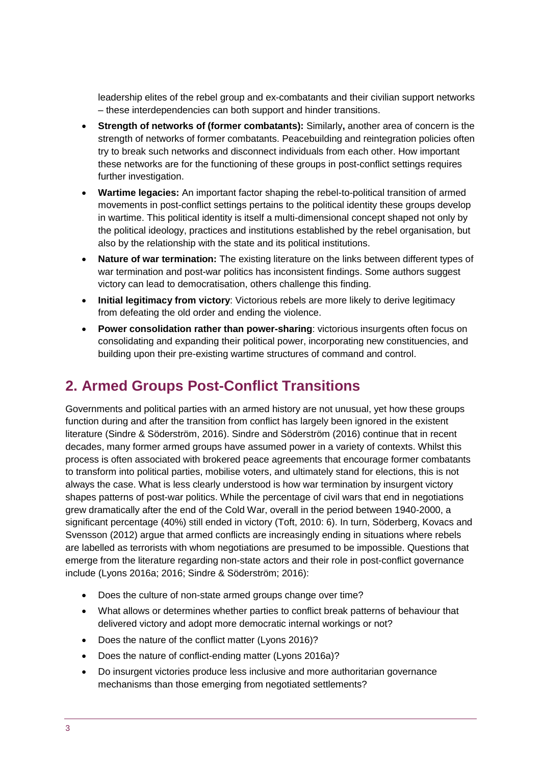leadership elites of the rebel group and ex-combatants and their civilian support networks – these interdependencies can both support and hinder transitions.

- **Strength of networks of (former combatants):** Similarly**,** another area of concern is the strength of networks of former combatants. Peacebuilding and reintegration policies often try to break such networks and disconnect individuals from each other. How important these networks are for the functioning of these groups in post-conflict settings requires further investigation.
- **Wartime legacies:** An important factor shaping the rebel-to-political transition of armed movements in post-conflict settings pertains to the political identity these groups develop in wartime. This political identity is itself a multi-dimensional concept shaped not only by the political ideology, practices and institutions established by the rebel organisation, but also by the relationship with the state and its political institutions.
- **Nature of war termination:** The existing literature on the links between different types of war termination and post-war politics has inconsistent findings. Some authors suggest victory can lead to democratisation, others challenge this finding.
- **Initial legitimacy from victory**: Victorious rebels are more likely to derive legitimacy from defeating the old order and ending the violence.
- **Power consolidation rather than power-sharing**: victorious insurgents often focus on consolidating and expanding their political power, incorporating new constituencies, and building upon their pre-existing wartime structures of command and control.

## 2. Armed Groups Post-Conflict Transitions

Governments and political parties with an armed history are not unusual, yet how these groups function during and after the transition from conflict has largely been ignored in the existent literature (Sindre & Söderström, 2016). Sindre and Söderström (2016) continue that in recent decades, many former armed groups have assumed power in a variety of contexts. Whilst this process is often associated with brokered peace agreements that encourage former combatants to transform into political parties, mobilise voters, and ultimately stand for elections, this is not always the case. What is less clearly understood is how war termination by insurgent victory shapes patterns of post-war politics. While the percentage of civil wars that end in negotiations grew dramatically after the end of the Cold War, overall in the period between 1940-2000, a significant percentage (40%) still ended in victory (Toft, 2010: 6). In turn, Söderberg, Kovacs and Svensson (2012) argue that armed conflicts are increasingly ending in situations where rebels are labelled as terrorists with whom negotiations are presumed to be impossible. Questions that emerge from the literature regarding non-state actors and their role in post-conflict governance include (Lyons 2016a; 2016; Sindre & Söderström; 2016):

- Does the culture of non-state armed groups change over time?
- What allows or determines whether parties to conflict break patterns of behaviour that delivered victory and adopt more democratic internal workings or not?
- Does the nature of the conflict matter (Lyons 2016)?
- Does the nature of conflict-ending matter (Lyons 2016a)?
- Do insurgent victories produce less inclusive and more authoritarian governance mechanisms than those emerging from negotiated settlements?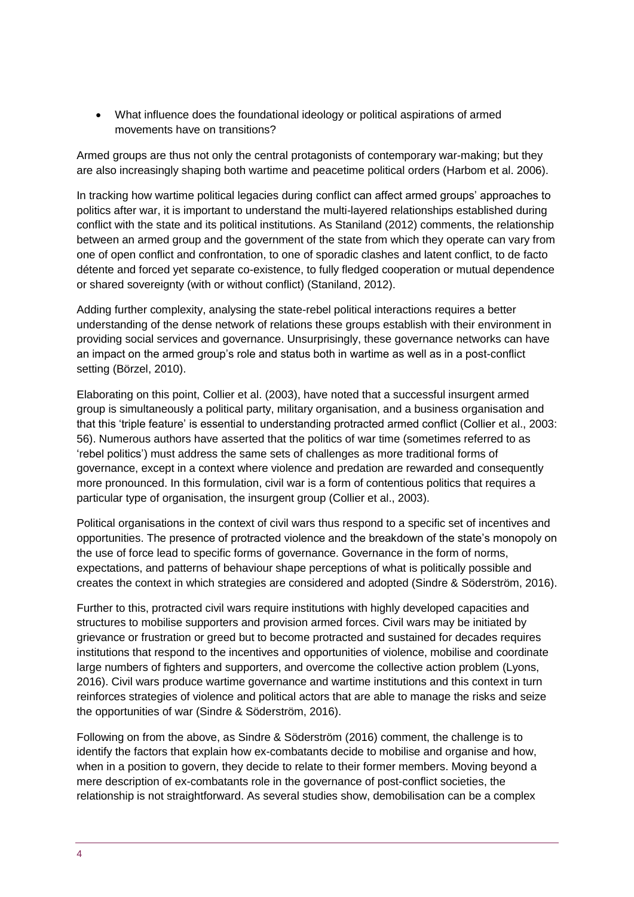- What influence does the foundational ideology or political aspirations of armed movements have on transitions?

Armed groups are thus not only the central protagonists of contemporary war-making; but they are also increasingly shaping both wartime and peacetime political orders (Harbom et al. 2006).

In tracking how wartime political legacies during conflict can affect armed groups' approaches to politics after war, it is important to understand the multi-layered relationships established during conflict with the state and its political institutions. As Staniland (2012) comments, the relationship between an armed group and the government of the state from which they operate can vary from one of open conflict and confrontation, to one of sporadic clashes and latent conflict, to de facto détente and forced yet separate co-existence, to fully fledged cooperation or mutual dependence or shared sovereignty (with or without conflict) (Staniland, 2012).

Adding further complexity, analysing the state-rebel political interactions requires a better understanding of the dense network of relations these groups establish with their environment in providing social services and governance. Unsurprisingly, these governance networks can have an impact on the armed group's role and status both in wartime as well as in a post-conflict setting (Börzel, 2010).

Elaborating on this point, Collier et al. (2003), have noted that a successful insurgent armed group is simultaneously a political party, military organisation, and a business organisation and that this 'triple feature' is essential to understanding protracted armed conflict (Collier et al., 2003: 56). Numerous authors have asserted that the politics of war time (sometimes referred to as 'rebel politics') must address the same sets of challenges as more traditional forms of governance, except in a context where violence and predation are rewarded and consequently more pronounced. In this formulation, civil war is a form of contentious politics that requires a particular type of organisation, the insurgent group (Collier et al., 2003).

Political organisations in the context of civil wars thus respond to a specific set of incentives and opportunities. The presence of protracted violence and the breakdown of the state's monopoly on the use of force lead to specific forms of governance. Governance in the form of norms, expectations, and patterns of behaviour shape perceptions of what is politically possible and creates the context in which strategies are considered and adopted (Sindre & Söderström, 2016).

Further to this, protracted civil wars require institutions with highly developed capacities and structures to mobilise supporters and provision armed forces. Civil wars may be initiated by grievance or frustration or greed but to become protracted and sustained for decades requires institutions that respond to the incentives and opportunities of violence, mobilise and coordinate large numbers of fighters and supporters, and overcome the collective action problem (Lyons, 2016). Civil wars produce wartime governance and wartime institutions and this context in turn reinforces strategies of violence and political actors that are able to manage the risks and seize the opportunities of war (Sindre & Söderström, 2016).

Following on from the above, as Sindre & Söderström (2016) comment, the challenge is to identify the factors that explain how ex-combatants decide to mobilise and organise and how, when in a position to govern, they decide to relate to their former members. Moving beyond a mere description of ex-combatants role in the governance of post-conflict societies, the relationship is not straightforward. As several studies show, demobilisation can be a complex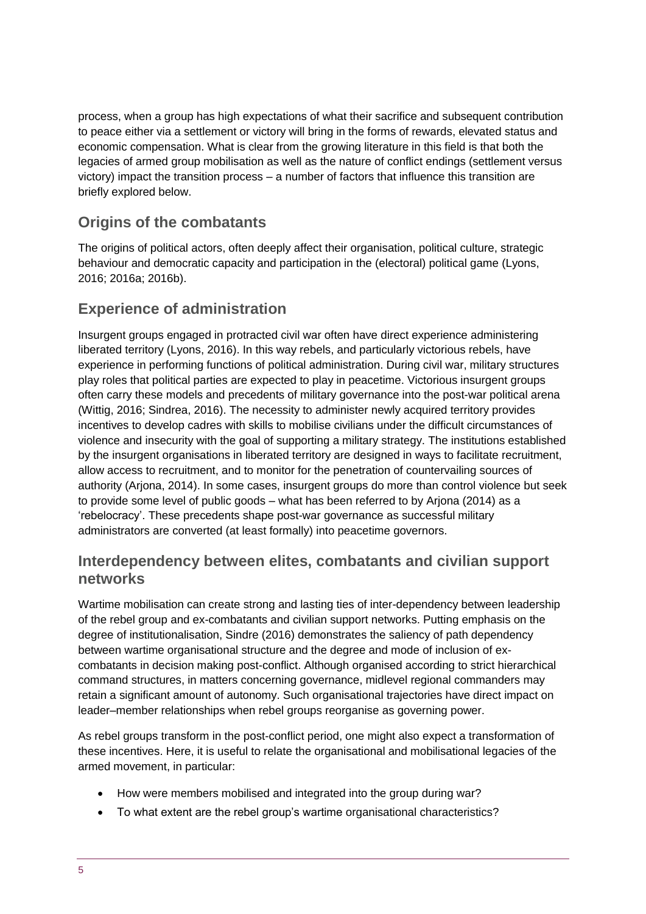process, when a group has high expectations of what their sacrifice and subsequent contribution to peace either via a settlement or victory will bring in the forms of rewards, elevated status and economic compensation. What is clear from the growing literature in this field is that both the legacies of armed group mobilisation as well as the nature of conflict endings (settlement versus victory) impact the transition process – a number of factors that influence this transition are briefly explored below.

## Origins of the combatants

The origins of political actors, often deeply affect their organisation, political culture, strategic behaviour and democratic capacity and participation in the (electoral) political game (Lyons, 2016; 2016a; 2016b).

## Experience of administration

Insurgent groups engaged in protracted civil war often have direct experience administering liberated territory (Lyons, 2016). In this way rebels, and particularly victorious rebels, have experience in performing functions of political administration. During civil war, military structures play roles that political parties are expected to play in peacetime. Victorious insurgent groups often carry these models and precedents of military governance into the post-war political arena (Wittig, 2016; Sindrea, 2016). The necessity to administer newly acquired territory provides incentives to develop cadres with skills to mobilise civilians under the difficult circumstances of violence and insecurity with the goal of supporting a military strategy. The institutions established by the insurgent organisations in liberated territory are designed in ways to facilitate recruitment, allow access to recruitment, and to monitor for the penetration of countervailing sources of authority (Arjona, 2014). In some cases, insurgent groups do more than control violence but seek to provide some level of public goods – what has been referred to by Arjona (2014) as a 'rebelocracy'. These precedents shape post-war governance as successful military administrators are converted (at least formally) into peacetime governors.

## Interdependency between elites, combatants and civilian support networks

Wartime mobilisation can create strong and lasting ties of inter-dependency between leadership of the rebel group and ex-combatants and civilian support networks. Putting emphasis on the degree of institutionalisation, Sindre (2016) demonstrates the saliency of path dependency between wartime organisational structure and the degree and mode of inclusion of ex-combatants in decision making post-conflict. Although organised according to strict hierarchical command structures, in matters concerning governance, midlevel regional commanders may retain a significant amount of autonomy. Such organisational trajectories have direct impact on leader–member relationships when rebel groups reorganise as governing power.

As rebel groups transform in the post-conflict period, one might also expect a transformation of these incentives. Here, it is useful to relate the organisational and mobilisational legacies of the armed movement, in particular:

- How were members mobilised and integrated into the group during war?
- To what extent are the rebel group's wartime organisational characteristics?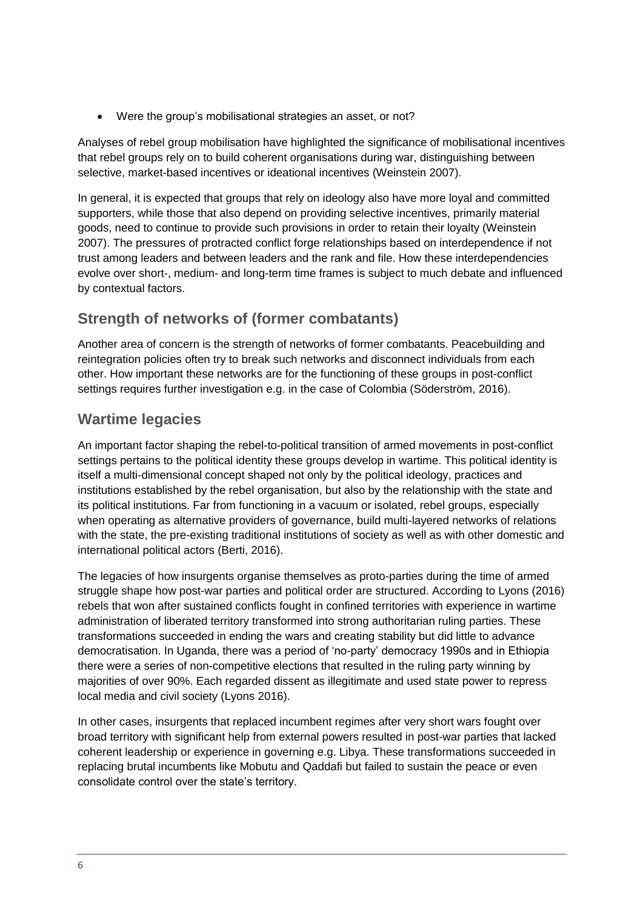- Were the group's mobilisational strategies an asset, or not?

Analyses of rebel group mobilisation have highlighted the significance of mobilisational incentives that rebel groups rely on to build coherent organisations during war, distinguishing between selective, market-based incentives or ideational incentives (Weinstein 2007).

In general, it is expected that groups that rely on ideology also have more loyal and committed supporters, while those that also depend on providing selective incentives, primarily material goods, need to continue to provide such provisions in order to retain their loyalty (Weinstein 2007). The pressures of protracted conflict forge relationships based on interdependence if not trust among leaders and between leaders and the rank and file. How these interdependencies evolve over short-, medium- and long-term time frames is subject to much debate and influenced by contextual factors.

## Strength of networks of (former combatants)

Another area of concern is the strength of networks of former combatants. Peacebuilding and reintegration policies often try to break such networks and disconnect individuals from each other. How important these networks are for the functioning of these groups in post-conflict settings requires further investigation e.g. in the case of Colombia (Söderström, 2016).

## Wartime legacies

An important factor shaping the rebel-to-political transition of armed movements in post-conflict settings pertains to the political identity these groups develop in wartime. This political identity is itself a multi-dimensional concept shaped not only by the political ideology, practices and institutions established by the rebel organisation, but also by the relationship with the state and its political institutions. Far from functioning in a vacuum or isolated, rebel groups, especially when operating as alternative providers of governance, build multi-layered networks of relations with the state, the pre-existing traditional institutions of society as well as with other domestic and international political actors (Berti, 2016).

The legacies of how insurgents organise themselves as proto-parties during the time of armed struggle shape how post-war parties and political order are structured. According to Lyons (2016) rebels that won after sustained conflicts fought in confined territories with experience in wartime administration of liberated territory transformed into strong authoritarian ruling parties. These transformations succeeded in ending the wars and creating stability but did little to advance democratisation. In Uganda, there was a period of 'no-party' democracy 1990s and in Ethiopia there were a series of non-competitive elections that resulted in the ruling party winning by majorities of over 90%. Each regarded dissent as illegitimate and used state power to repress local media and civil society (Lyons 2016).

In other cases, insurgents that replaced incumbent regimes after very short wars fought over broad territory with significant help from external powers resulted in post-war parties that lacked coherent leadership or experience in governing e.g. Libya. These transformations succeeded in replacing brutal incumbents like Mobutu and Qaddafi but failed to sustain the peace or even consolidate control over the state's territory.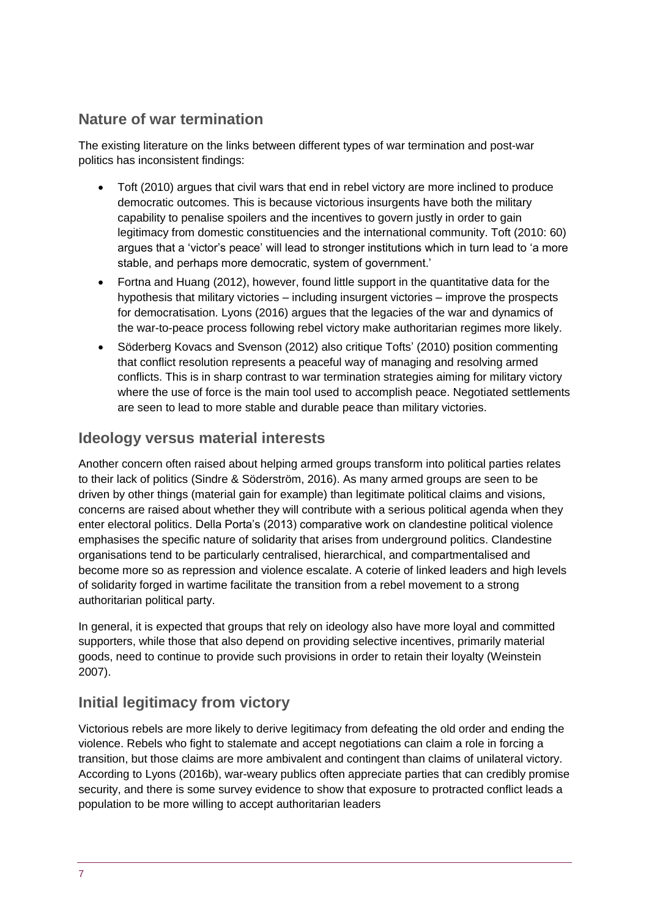## Nature of war termination

The existing literature on the links between different types of war termination and post-war politics has inconsistent findings:

- Toft (2010) argues that civil wars that end in rebel victory are more inclined to produce democratic outcomes. This is because victorious insurgents have both the military capability to penalise spoilers and the incentives to govern justly in order to gain legitimacy from domestic constituencies and the international community. Toft (2010: 60) argues that a 'victor's peace' will lead to stronger institutions which in turn lead to 'a more stable, and perhaps more democratic, system of government.'
- Fortna and Huang (2012), however, found little support in the quantitative data for the hypothesis that military victories – including insurgent victories – improve the prospects for democratisation. Lyons (2016) argues that the legacies of the war and dynamics of the war-to-peace process following rebel victory make authoritarian regimes more likely.
- Söderberg Kovacs and Svenson (2012) also critique Tofts' (2010) position commenting that conflict resolution represents a peaceful way of managing and resolving armed conflicts. This is in sharp contrast to war termination strategies aiming for military victory where the use of force is the main tool used to accomplish peace. Negotiated settlements are seen to lead to more stable and durable peace than military victories.

## Ideology versus material interests

Another concern often raised about helping armed groups transform into political parties relates to their lack of politics (Sindre & Söderström, 2016). As many armed groups are seen to be driven by other things (material gain for example) than legitimate political claims and visions, concerns are raised about whether they will contribute with a serious political agenda when they enter electoral politics. Della Porta's (2013) comparative work on clandestine political violence emphasises the specific nature of solidarity that arises from underground politics. Clandestine organisations tend to be particularly centralised, hierarchical, and compartmentalised and become more so as repression and violence escalate. A coterie of linked leaders and high levels of solidarity forged in wartime facilitate the transition from a rebel movement to a strong authoritarian political party.

In general, it is expected that groups that rely on ideology also have more loyal and committed supporters, while those that also depend on providing selective incentives, primarily material goods, need to continue to provide such provisions in order to retain their loyalty (Weinstein 2007).

## Initial legitimacy from victory

Victorious rebels are more likely to derive legitimacy from defeating the old order and ending the violence. Rebels who fight to stalemate and accept negotiations can claim a role in forcing a transition, but those claims are more ambivalent and contingent than claims of unilateral victory. According to Lyons (2016b), war-weary publics often appreciate parties that can credibly promise security, and there is some survey evidence to show that exposure to protracted conflict leads a population to be more willing to accept authoritarian leaders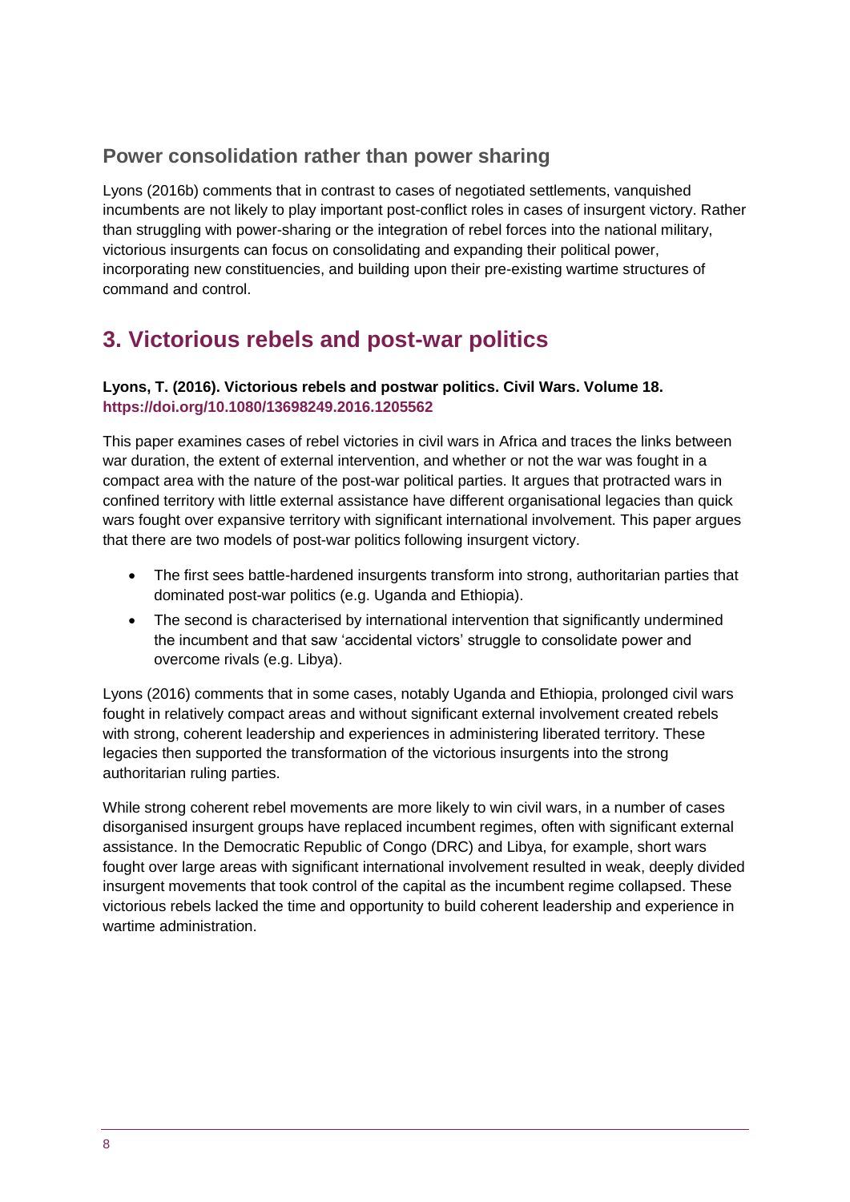### Power consolidation rather than power sharing

Lyons (2016b) comments that in contrast to cases of negotiated settlements, vanquished incumbents are not likely to play important post-conflict roles in cases of insurgent victory. Rather than struggling with power-sharing or the integration of rebel forces into the national military, victorious insurgents can focus on consolidating and expanding their political power, incorporating new constituencies, and building upon their pre-existing wartime structures of command and control.

## 3. Victorious rebels and post-war politics

**Lyons, T. (2016). Victorious rebels and postwar politics. Civil Wars. Volume 18. https://doi.org/10.1080/13698249.2016.1205562**

This paper examines cases of rebel victories in civil wars in Africa and traces the links between war duration, the extent of external intervention, and whether or not the war was fought in a compact area with the nature of the post-war political parties. It argues that protracted wars in confined territory with little external assistance have different organisational legacies than quick wars fought over expansive territory with significant international involvement. This paper argues that there are two models of post-war politics following insurgent victory.

- The first sees battle-hardened insurgents transform into strong, authoritarian parties that dominated post-war politics (e.g. Uganda and Ethiopia).
- The second is characterised by international intervention that significantly undermined the incumbent and that saw 'accidental victors' struggle to consolidate power and overcome rivals (e.g. Libya).

Lyons (2016) comments that in some cases, notably Uganda and Ethiopia, prolonged civil wars fought in relatively compact areas and without significant external involvement created rebels with strong, coherent leadership and experiences in administering liberated territory. These legacies then supported the transformation of the victorious insurgents into the strong authoritarian ruling parties.

While strong coherent rebel movements are more likely to win civil wars, in a number of cases disorganised insurgent groups have replaced incumbent regimes, often with significant external assistance. In the Democratic Republic of Congo (DRC) and Libya, for example, short wars fought over large areas with significant international involvement resulted in weak, deeply divided insurgent movements that took control of the capital as the incumbent regime collapsed. These victorious rebels lacked the time and opportunity to build coherent leadership and experience in wartime administration.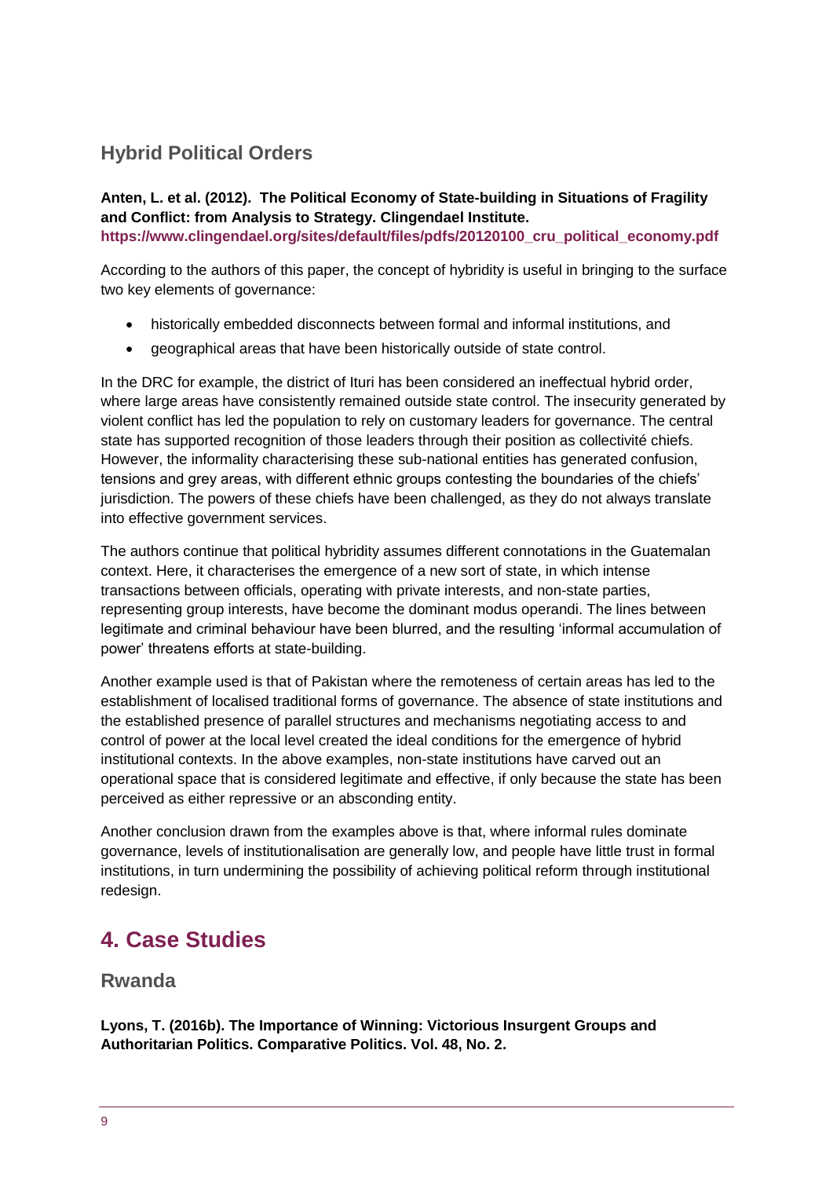### Hybrid Political Orders

**Anten, L. et al. (2012). The Political Economy of State-building in Situations of Fragility and Conflict: from Analysis to Strategy. Clingendael Institute.**
**https://www.clingendael.org/sites/default/files/pdfs/20120100_cru_political_economy.pdf**

According to the authors of this paper, the concept of hybridity is useful in bringing to the surface two key elements of governance:

- historically embedded disconnects between formal and informal institutions, and
- geographical areas that have been historically outside of state control.

In the DRC for example, the district of Ituri has been considered an ineffectual hybrid order, where large areas have consistently remained outside state control. The insecurity generated by violent conflict has led the population to rely on customary leaders for governance. The central state has supported recognition of those leaders through their position as collectivité chiefs. However, the informality characterising these sub-national entities has generated confusion, tensions and grey areas, with different ethnic groups contesting the boundaries of the chiefs' jurisdiction. The powers of these chiefs have been challenged, as they do not always translate into effective government services.

The authors continue that political hybridity assumes different connotations in the Guatemalan context. Here, it characterises the emergence of a new sort of state, in which intense transactions between officials, operating with private interests, and non-state parties, representing group interests, have become the dominant modus operandi. The lines between legitimate and criminal behaviour have been blurred, and the resulting 'informal accumulation of power' threatens efforts at state-building.

Another example used is that of Pakistan where the remoteness of certain areas has led to the establishment of localised traditional forms of governance. The absence of state institutions and the established presence of parallel structures and mechanisms negotiating access to and control of power at the local level created the ideal conditions for the emergence of hybrid institutional contexts. In the above examples, non-state institutions have carved out an operational space that is considered legitimate and effective, if only because the state has been perceived as either repressive or an absconding entity.

Another conclusion drawn from the examples above is that, where informal rules dominate governance, levels of institutionalisation are generally low, and people have little trust in formal institutions, in turn undermining the possibility of achieving political reform through institutional redesign.

## 4. Case Studies

### Rwanda

**Lyons, T. (2016b). The Importance of Winning: Victorious Insurgent Groups and Authoritarian Politics. Comparative Politics. Vol. 48, No. 2.**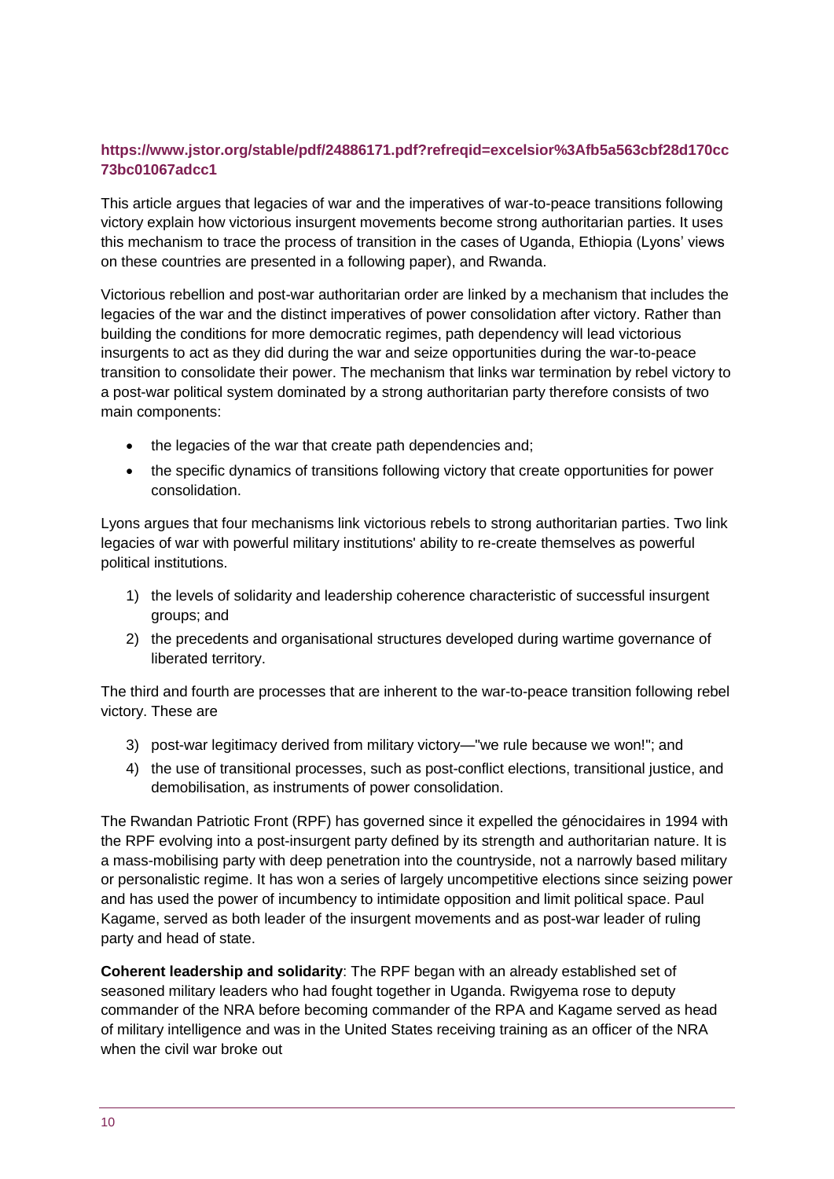**https://www.jstor.org/stable/pdf/24886171.pdf?refreqid=excelsior%3Afb5a563cbf28d170cc73bc01067adcc1**

This article argues that legacies of war and the imperatives of war-to-peace transitions following victory explain how victorious insurgent movements become strong authoritarian parties. It uses this mechanism to trace the process of transition in the cases of Uganda, Ethiopia (Lyons' views on these countries are presented in a following paper), and Rwanda.

Victorious rebellion and post-war authoritarian order are linked by a mechanism that includes the legacies of the war and the distinct imperatives of power consolidation after victory. Rather than building the conditions for more democratic regimes, path dependency will lead victorious insurgents to act as they did during the war and seize opportunities during the war-to-peace transition to consolidate their power. The mechanism that links war termination by rebel victory to a post-war political system dominated by a strong authoritarian party therefore consists of two main components:

- the legacies of the war that create path dependencies and;
- the specific dynamics of transitions following victory that create opportunities for power consolidation.

Lyons argues that four mechanisms link victorious rebels to strong authoritarian parties. Two link legacies of war with powerful military institutions' ability to re-create themselves as powerful political institutions.

1) the levels of solidarity and leadership coherence characteristic of successful insurgent groups; and
2) the precedents and organisational structures developed during wartime governance of liberated territory.

The third and fourth are processes that are inherent to the war-to-peace transition following rebel victory. These are

3) post-war legitimacy derived from military victory—"we rule because we won!"; and
4) the use of transitional processes, such as post-conflict elections, transitional justice, and demobilisation, as instruments of power consolidation.

The Rwandan Patriotic Front (RPF) has governed since it expelled the génocidaires in 1994 with the RPF evolving into a post-insurgent party defined by its strength and authoritarian nature. It is a mass-mobilising party with deep penetration into the countryside, not a narrowly based military or personalistic regime. It has won a series of largely uncompetitive elections since seizing power and has used the power of incumbency to intimidate opposition and limit political space. Paul Kagame, served as both leader of the insurgent movements and as post-war leader of ruling party and head of state.

**Coherent leadership and solidarity**: The RPF began with an already established set of seasoned military leaders who had fought together in Uganda. Rwigyema rose to deputy commander of the NRA before becoming commander of the RPA and Kagame served as head of military intelligence and was in the United States receiving training as an officer of the NRA when the civil war broke out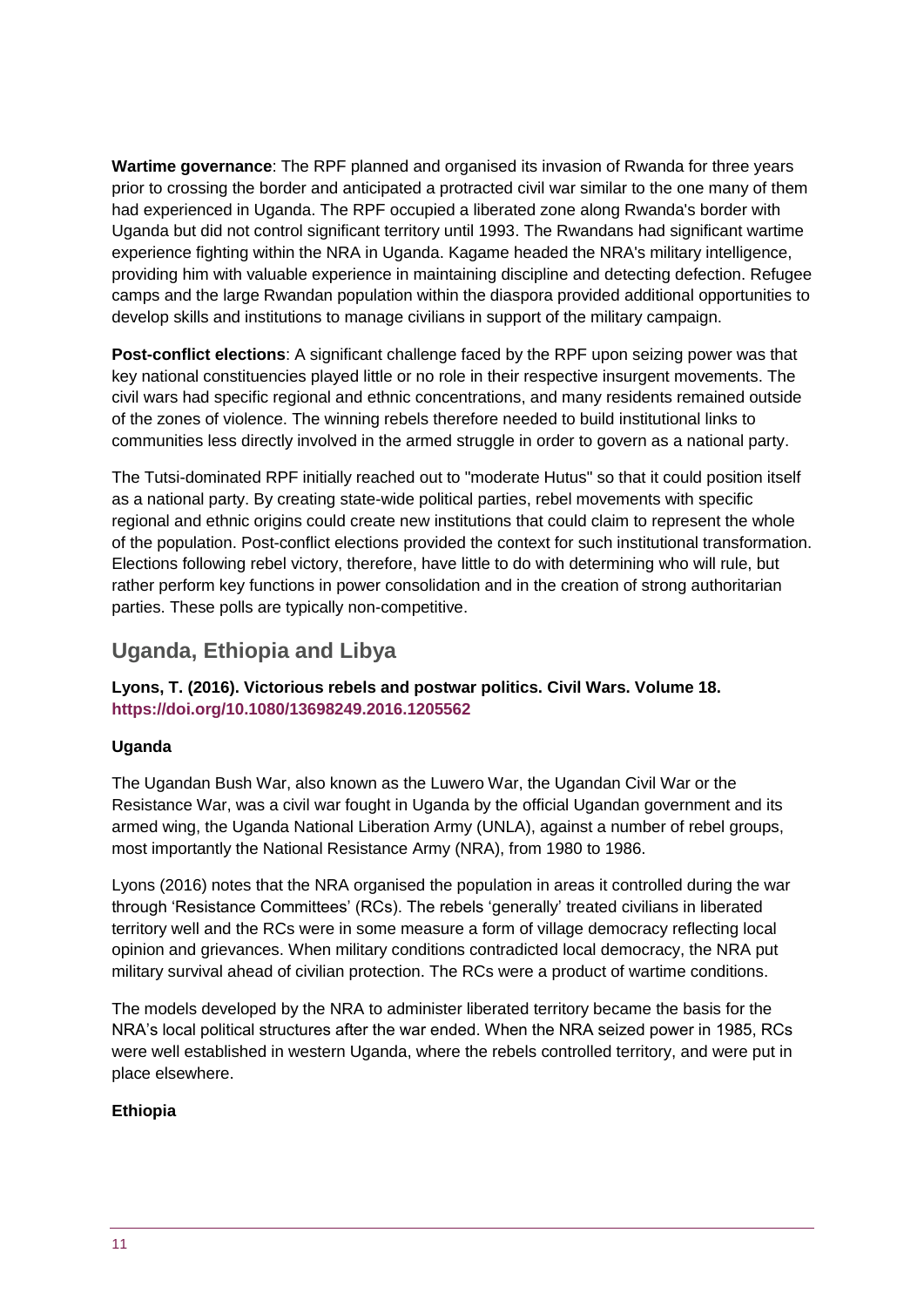**Wartime governance**: The RPF planned and organised its invasion of Rwanda for three years prior to crossing the border and anticipated a protracted civil war similar to the one many of them had experienced in Uganda. The RPF occupied a liberated zone along Rwanda's border with Uganda but did not control significant territory until 1993. The Rwandans had significant wartime experience fighting within the NRA in Uganda. Kagame headed the NRA's military intelligence, providing him with valuable experience in maintaining discipline and detecting defection. Refugee camps and the large Rwandan population within the diaspora provided additional opportunities to develop skills and institutions to manage civilians in support of the military campaign.

**Post-conflict elections**: A significant challenge faced by the RPF upon seizing power was that key national constituencies played little or no role in their respective insurgent movements. The civil wars had specific regional and ethnic concentrations, and many residents remained outside of the zones of violence. The winning rebels therefore needed to build institutional links to communities less directly involved in the armed struggle in order to govern as a national party.

The Tutsi-dominated RPF initially reached out to "moderate Hutus" so that it could position itself as a national party. By creating state-wide political parties, rebel movements with specific regional and ethnic origins could create new institutions that could claim to represent the whole of the population. Post-conflict elections provided the context for such institutional transformation. Elections following rebel victory, therefore, have little to do with determining who will rule, but rather perform key functions in power consolidation and in the creation of strong authoritarian parties. These polls are typically non-competitive.

## Uganda, Ethiopia and Libya

**Lyons, T. (2016). Victorious rebels and postwar politics. Civil Wars. Volume 18. https://doi.org/10.1080/13698249.2016.1205562**

**Uganda**

The Ugandan Bush War, also known as the Luwero War, the Ugandan Civil War or the Resistance War, was a civil war fought in Uganda by the official Ugandan government and its armed wing, the Uganda National Liberation Army (UNLA), against a number of rebel groups, most importantly the National Resistance Army (NRA), from 1980 to 1986.

Lyons (2016) notes that the NRA organised the population in areas it controlled during the war through 'Resistance Committees' (RCs). The rebels 'generally' treated civilians in liberated territory well and the RCs were in some measure a form of village democracy reflecting local opinion and grievances. When military conditions contradicted local democracy, the NRA put military survival ahead of civilian protection. The RCs were a product of wartime conditions.

The models developed by the NRA to administer liberated territory became the basis for the NRA's local political structures after the war ended. When the NRA seized power in 1985, RCs were well established in western Uganda, where the rebels controlled territory, and were put in place elsewhere.

**Ethiopia**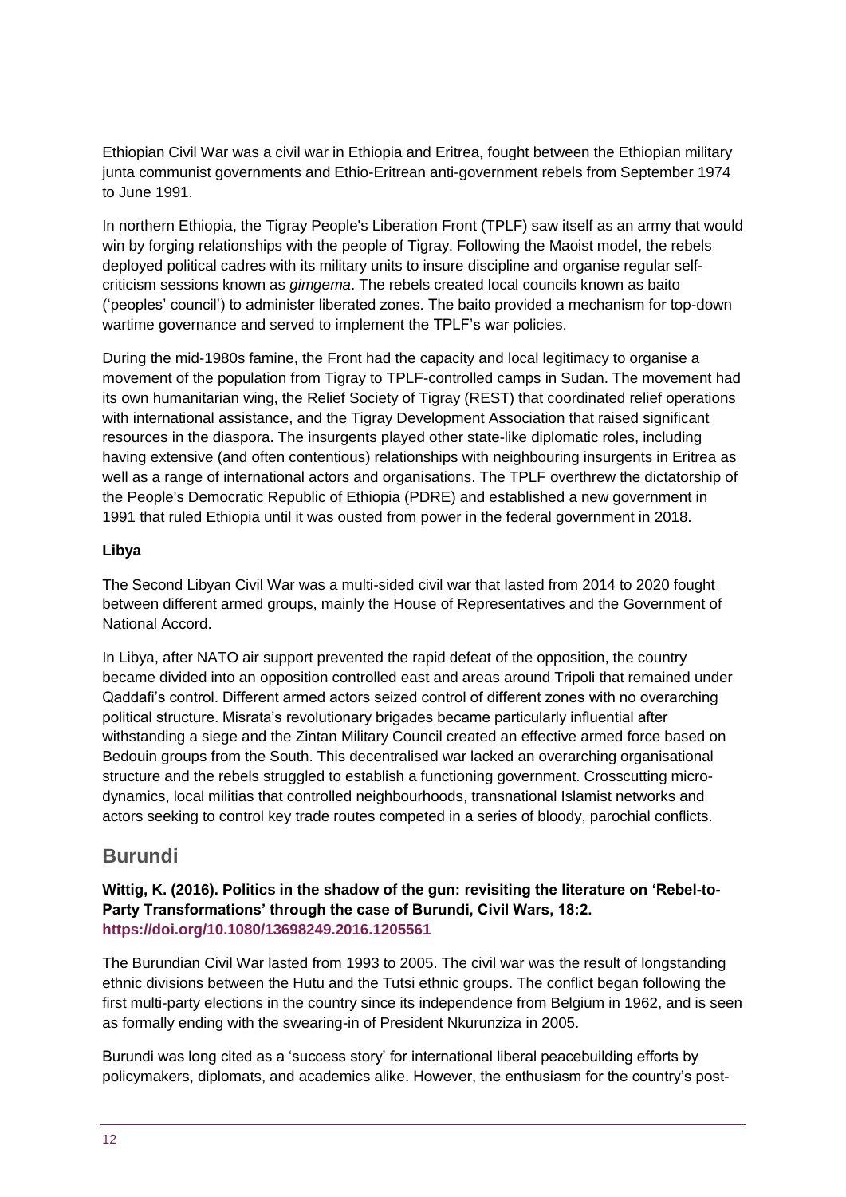Ethiopian Civil War was a civil war in Ethiopia and Eritrea, fought between the Ethiopian military junta communist governments and Ethio-Eritrean anti-government rebels from September 1974 to June 1991.

In northern Ethiopia, the Tigray People's Liberation Front (TPLF) saw itself as an army that would win by forging relationships with the people of Tigray. Following the Maoist model, the rebels deployed political cadres with its military units to insure discipline and organise regular self-criticism sessions known as *gimgema*. The rebels created local councils known as baito ('peoples' council') to administer liberated zones. The baito provided a mechanism for top-down wartime governance and served to implement the TPLF's war policies.

During the mid-1980s famine, the Front had the capacity and local legitimacy to organise a movement of the population from Tigray to TPLF-controlled camps in Sudan. The movement had its own humanitarian wing, the Relief Society of Tigray (REST) that coordinated relief operations with international assistance, and the Tigray Development Association that raised significant resources in the diaspora. The insurgents played other state-like diplomatic roles, including having extensive (and often contentious) relationships with neighbouring insurgents in Eritrea as well as a range of international actors and organisations. The TPLF overthrew the dictatorship of the People's Democratic Republic of Ethiopia (PDRE) and established a new government in 1991 that ruled Ethiopia until it was ousted from power in the federal government in 2018.

**Libya**

The Second Libyan Civil War was a multi-sided civil war that lasted from 2014 to 2020 fought between different armed groups, mainly the House of Representatives and the Government of National Accord.

In Libya, after NATO air support prevented the rapid defeat of the opposition, the country became divided into an opposition controlled east and areas around Tripoli that remained under Qaddafi's control. Different armed actors seized control of different zones with no overarching political structure. Misrata's revolutionary brigades became particularly influential after withstanding a siege and the Zintan Military Council created an effective armed force based on Bedouin groups from the South. This decentralised war lacked an overarching organisational structure and the rebels struggled to establish a functioning government. Crosscutting micro-dynamics, local militias that controlled neighbourhoods, transnational Islamist networks and actors seeking to control key trade routes competed in a series of bloody, parochial conflicts.

## Burundi

**Wittig, K. (2016). Politics in the shadow of the gun: revisiting the literature on 'Rebel-to-Party Transformations' through the case of Burundi, Civil Wars, 18:2. https://doi.org/10.1080/13698249.2016.1205561**

The Burundian Civil War lasted from 1993 to 2005. The civil war was the result of longstanding ethnic divisions between the Hutu and the Tutsi ethnic groups. The conflict began following the first multi-party elections in the country since its independence from Belgium in 1962, and is seen as formally ending with the swearing-in of President Nkurunziza in 2005.

Burundi was long cited as a 'success story' for international liberal peacebuilding efforts by policymakers, diplomats, and academics alike. However, the enthusiasm for the country's post-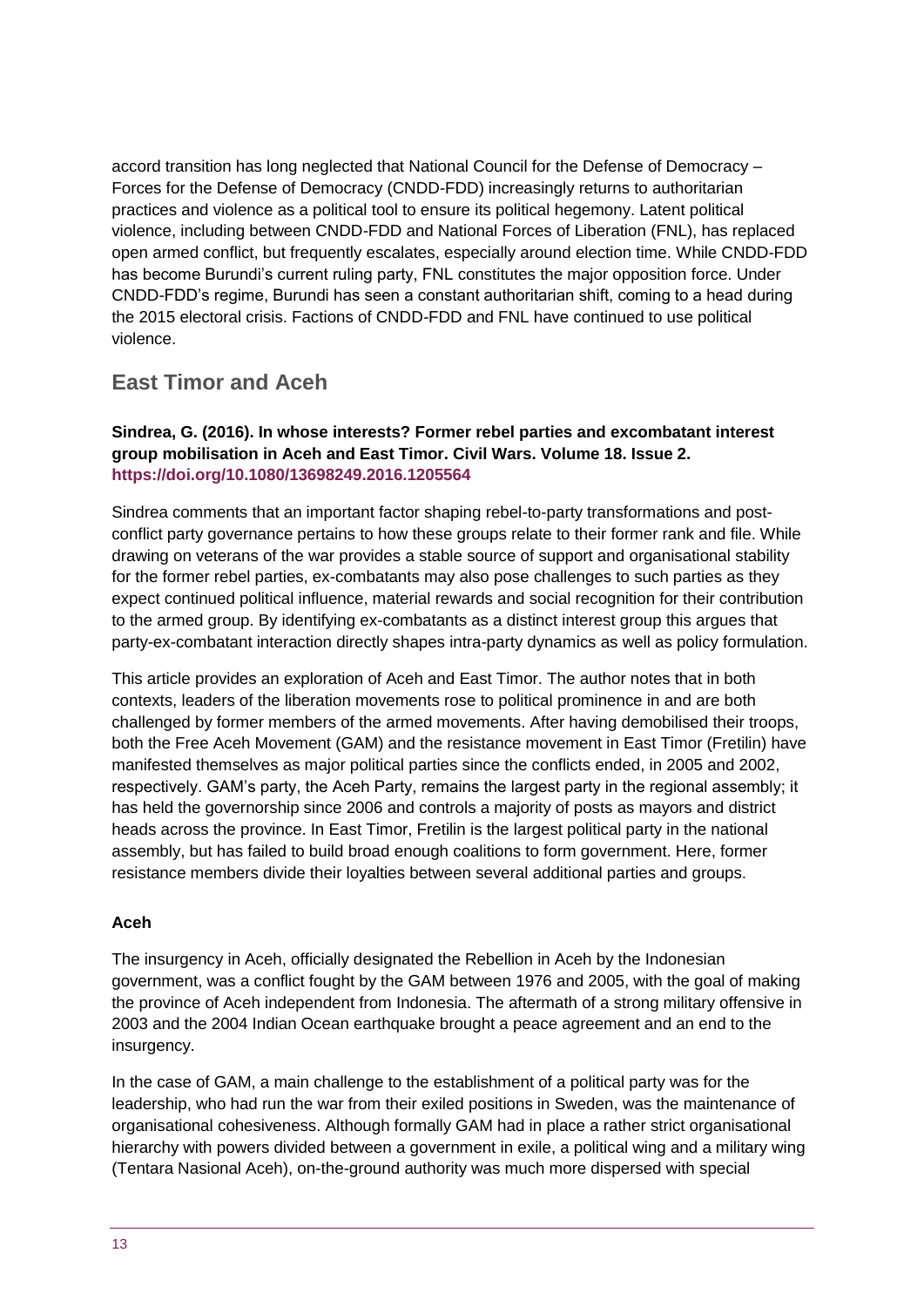accord transition has long neglected that National Council for the Defense of Democracy – Forces for the Defense of Democracy (CNDD-FDD) increasingly returns to authoritarian practices and violence as a political tool to ensure its political hegemony. Latent political violence, including between CNDD-FDD and National Forces of Liberation (FNL), has replaced open armed conflict, but frequently escalates, especially around election time. While CNDD-FDD has become Burundi's current ruling party, FNL constitutes the major opposition force. Under CNDD-FDD's regime, Burundi has seen a constant authoritarian shift, coming to a head during the 2015 electoral crisis. Factions of CNDD-FDD and FNL have continued to use political violence.

## East Timor and Aceh

**Sindrea, G. (2016). In whose interests? Former rebel parties and excombatant interest group mobilisation in Aceh and East Timor. Civil Wars. Volume 18. Issue 2. https://doi.org/10.1080/13698249.2016.1205564**

Sindrea comments that an important factor shaping rebel-to-party transformations and post-conflict party governance pertains to how these groups relate to their former rank and file. While drawing on veterans of the war provides a stable source of support and organisational stability for the former rebel parties, ex-combatants may also pose challenges to such parties as they expect continued political influence, material rewards and social recognition for their contribution to the armed group. By identifying ex-combatants as a distinct interest group this argues that party-ex-combatant interaction directly shapes intra-party dynamics as well as policy formulation.

This article provides an exploration of Aceh and East Timor. The author notes that in both contexts, leaders of the liberation movements rose to political prominence in and are both challenged by former members of the armed movements. After having demobilised their troops, both the Free Aceh Movement (GAM) and the resistance movement in East Timor (Fretilin) have manifested themselves as major political parties since the conflicts ended, in 2005 and 2002, respectively. GAM's party, the Aceh Party, remains the largest party in the regional assembly; it has held the governorship since 2006 and controls a majority of posts as mayors and district heads across the province. In East Timor, Fretilin is the largest political party in the national assembly, but has failed to build broad enough coalitions to form government. Here, former resistance members divide their loyalties between several additional parties and groups.

### Aceh

The insurgency in Aceh, officially designated the Rebellion in Aceh by the Indonesian government, was a conflict fought by the GAM between 1976 and 2005, with the goal of making the province of Aceh independent from Indonesia. The aftermath of a strong military offensive in 2003 and the 2004 Indian Ocean earthquake brought a peace agreement and an end to the insurgency.

In the case of GAM, a main challenge to the establishment of a political party was for the leadership, who had run the war from their exiled positions in Sweden, was the maintenance of organisational cohesiveness. Although formally GAM had in place a rather strict organisational hierarchy with powers divided between a government in exile, a political wing and a military wing (Tentara Nasional Aceh), on-the-ground authority was much more dispersed with special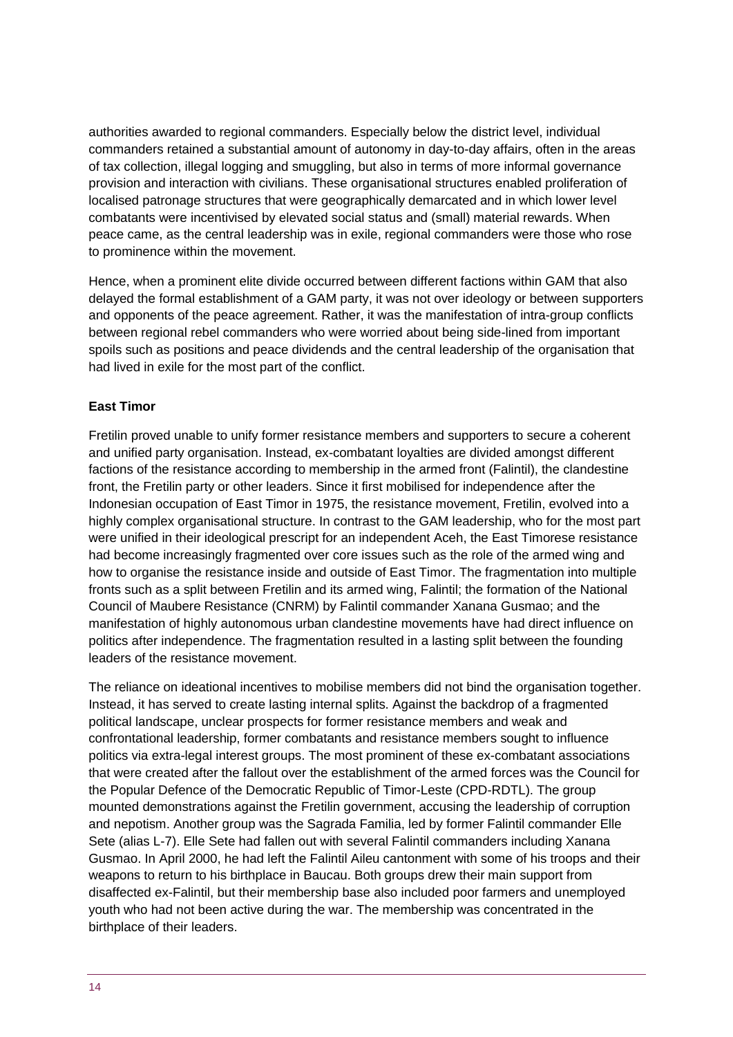authorities awarded to regional commanders. Especially below the district level, individual commanders retained a substantial amount of autonomy in day-to-day affairs, often in the areas of tax collection, illegal logging and smuggling, but also in terms of more informal governance provision and interaction with civilians. These organisational structures enabled proliferation of localised patronage structures that were geographically demarcated and in which lower level combatants were incentivised by elevated social status and (small) material rewards. When peace came, as the central leadership was in exile, regional commanders were those who rose to prominence within the movement.

Hence, when a prominent elite divide occurred between different factions within GAM that also delayed the formal establishment of a GAM party, it was not over ideology or between supporters and opponents of the peace agreement. Rather, it was the manifestation of intra-group conflicts between regional rebel commanders who were worried about being side-lined from important spoils such as positions and peace dividends and the central leadership of the organisation that had lived in exile for the most part of the conflict.

**East Timor**

Fretilin proved unable to unify former resistance members and supporters to secure a coherent and unified party organisation. Instead, ex-combatant loyalties are divided amongst different factions of the resistance according to membership in the armed front (Falintil), the clandestine front, the Fretilin party or other leaders. Since it first mobilised for independence after the Indonesian occupation of East Timor in 1975, the resistance movement, Fretilin, evolved into a highly complex organisational structure. In contrast to the GAM leadership, who for the most part were unified in their ideological prescript for an independent Aceh, the East Timorese resistance had become increasingly fragmented over core issues such as the role of the armed wing and how to organise the resistance inside and outside of East Timor. The fragmentation into multiple fronts such as a split between Fretilin and its armed wing, Falintil; the formation of the National Council of Maubere Resistance (CNRM) by Falintil commander Xanana Gusmao; and the manifestation of highly autonomous urban clandestine movements have had direct influence on politics after independence. The fragmentation resulted in a lasting split between the founding leaders of the resistance movement.

The reliance on ideational incentives to mobilise members did not bind the organisation together. Instead, it has served to create lasting internal splits. Against the backdrop of a fragmented political landscape, unclear prospects for former resistance members and weak and confrontational leadership, former combatants and resistance members sought to influence politics via extra-legal interest groups. The most prominent of these ex-combatant associations that were created after the fallout over the establishment of the armed forces was the Council for the Popular Defence of the Democratic Republic of Timor-Leste (CPD-RDTL). The group mounted demonstrations against the Fretilin government, accusing the leadership of corruption and nepotism. Another group was the Sagrada Familia, led by former Falintil commander Elle Sete (alias L-7). Elle Sete had fallen out with several Falintil commanders including Xanana Gusmao. In April 2000, he had left the Falintil Aileu cantonment with some of his troops and their weapons to return to his birthplace in Baucau. Both groups drew their main support from disaffected ex-Falintil, but their membership base also included poor farmers and unemployed youth who had not been active during the war. The membership was concentrated in the birthplace of their leaders.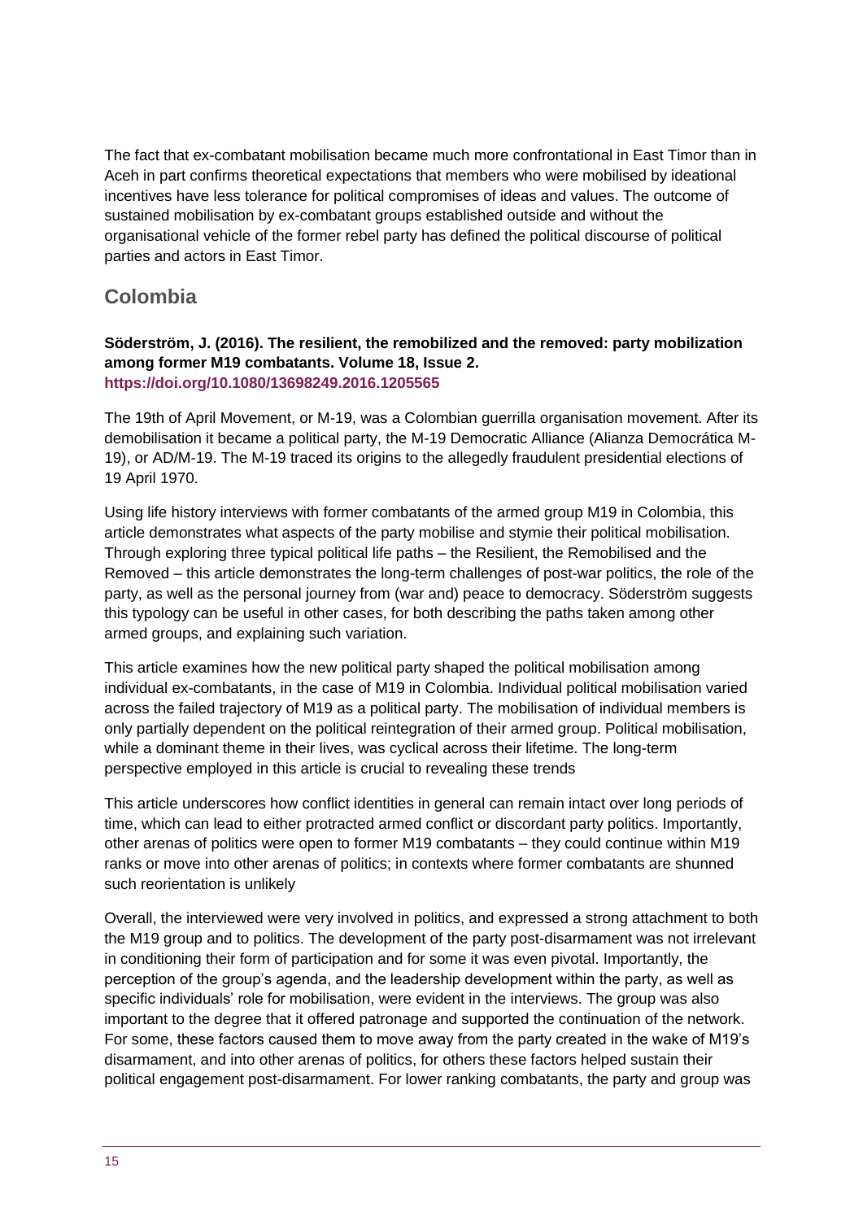The fact that ex-combatant mobilisation became much more confrontational in East Timor than in Aceh in part confirms theoretical expectations that members who were mobilised by ideational incentives have less tolerance for political compromises of ideas and values. The outcome of sustained mobilisation by ex-combatant groups established outside and without the organisational vehicle of the former rebel party has defined the political discourse of political parties and actors in East Timor.

## Colombia

**Söderström, J. (2016). The resilient, the remobilized and the removed: party mobilization among former M19 combatants. Volume 18, Issue 2.**
**https://doi.org/10.1080/13698249.2016.1205565**

The 19th of April Movement, or M-19, was a Colombian guerrilla organisation movement. After its demobilisation it became a political party, the M-19 Democratic Alliance (Alianza Democrática M-19), or AD/M-19. The M-19 traced its origins to the allegedly fraudulent presidential elections of 19 April 1970.

Using life history interviews with former combatants of the armed group M19 in Colombia, this article demonstrates what aspects of the party mobilise and stymie their political mobilisation. Through exploring three typical political life paths – the Resilient, the Remobilised and the Removed – this article demonstrates the long-term challenges of post-war politics, the role of the party, as well as the personal journey from (war and) peace to democracy. Söderström suggests this typology can be useful in other cases, for both describing the paths taken among other armed groups, and explaining such variation.

This article examines how the new political party shaped the political mobilisation among individual ex-combatants, in the case of M19 in Colombia. Individual political mobilisation varied across the failed trajectory of M19 as a political party. The mobilisation of individual members is only partially dependent on the political reintegration of their armed group. Political mobilisation, while a dominant theme in their lives, was cyclical across their lifetime. The long-term perspective employed in this article is crucial to revealing these trends

This article underscores how conflict identities in general can remain intact over long periods of time, which can lead to either protracted armed conflict or discordant party politics. Importantly, other arenas of politics were open to former M19 combatants – they could continue within M19 ranks or move into other arenas of politics; in contexts where former combatants are shunned such reorientation is unlikely

Overall, the interviewed were very involved in politics, and expressed a strong attachment to both the M19 group and to politics. The development of the party post-disarmament was not irrelevant in conditioning their form of participation and for some it was even pivotal. Importantly, the perception of the group's agenda, and the leadership development within the party, as well as specific individuals' role for mobilisation, were evident in the interviews. The group was also important to the degree that it offered patronage and supported the continuation of the network. For some, these factors caused them to move away from the party created in the wake of M19's disarmament, and into other arenas of politics, for others these factors helped sustain their political engagement post-disarmament. For lower ranking combatants, the party and group was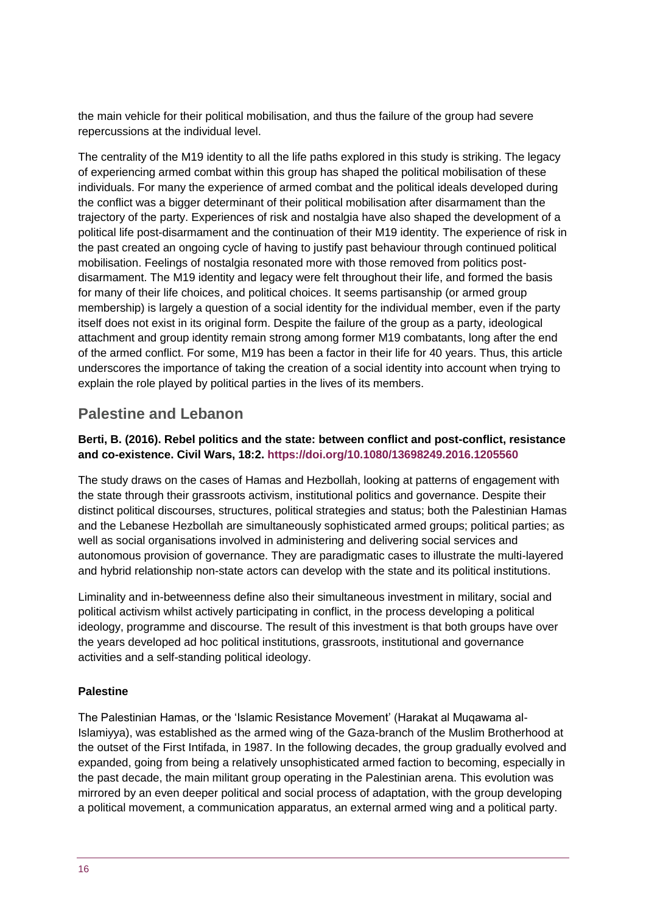the main vehicle for their political mobilisation, and thus the failure of the group had severe repercussions at the individual level.

The centrality of the M19 identity to all the life paths explored in this study is striking. The legacy of experiencing armed combat within this group has shaped the political mobilisation of these individuals. For many the experience of armed combat and the political ideals developed during the conflict was a bigger determinant of their political mobilisation after disarmament than the trajectory of the party. Experiences of risk and nostalgia have also shaped the development of a political life post-disarmament and the continuation of their M19 identity. The experience of risk in the past created an ongoing cycle of having to justify past behaviour through continued political mobilisation. Feelings of nostalgia resonated more with those removed from politics post-disarmament. The M19 identity and legacy were felt throughout their life, and formed the basis for many of their life choices, and political choices. It seems partisanship (or armed group membership) is largely a question of a social identity for the individual member, even if the party itself does not exist in its original form. Despite the failure of the group as a party, ideological attachment and group identity remain strong among former M19 combatants, long after the end of the armed conflict. For some, M19 has been a factor in their life for 40 years. Thus, this article underscores the importance of taking the creation of a social identity into account when trying to explain the role played by political parties in the lives of its members.

## Palestine and Lebanon

**Berti, B. (2016). Rebel politics and the state: between conflict and post-conflict, resistance and co-existence. Civil Wars, 18:2. https://doi.org/10.1080/13698249.2016.1205560**

The study draws on the cases of Hamas and Hezbollah, looking at patterns of engagement with the state through their grassroots activism, institutional politics and governance. Despite their distinct political discourses, structures, political strategies and status; both the Palestinian Hamas and the Lebanese Hezbollah are simultaneously sophisticated armed groups; political parties; as well as social organisations involved in administering and delivering social services and autonomous provision of governance. They are paradigmatic cases to illustrate the multi-layered and hybrid relationship non-state actors can develop with the state and its political institutions.

Liminality and in-betweenness define also their simultaneous investment in military, social and political activism whilst actively participating in conflict, in the process developing a political ideology, programme and discourse. The result of this investment is that both groups have over the years developed ad hoc political institutions, grassroots, institutional and governance activities and a self-standing political ideology.

### Palestine

The Palestinian Hamas, or the 'Islamic Resistance Movement' (Harakat al Muqawama al-Islamiyya), was established as the armed wing of the Gaza-branch of the Muslim Brotherhood at the outset of the First Intifada, in 1987. In the following decades, the group gradually evolved and expanded, going from being a relatively unsophisticated armed faction to becoming, especially in the past decade, the main militant group operating in the Palestinian arena. This evolution was mirrored by an even deeper political and social process of adaptation, with the group developing a political movement, a communication apparatus, an external armed wing and a political party.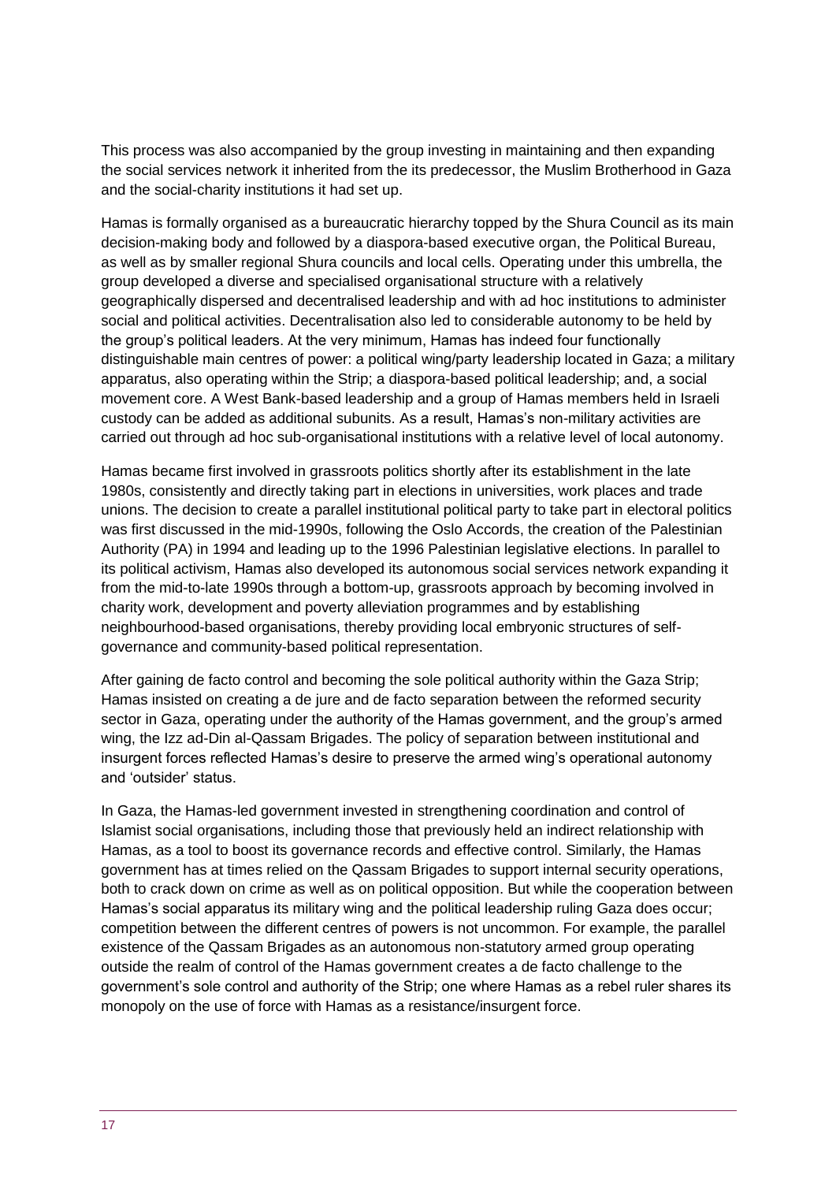This process was also accompanied by the group investing in maintaining and then expanding the social services network it inherited from the its predecessor, the Muslim Brotherhood in Gaza and the social-charity institutions it had set up.

Hamas is formally organised as a bureaucratic hierarchy topped by the Shura Council as its main decision-making body and followed by a diaspora-based executive organ, the Political Bureau, as well as by smaller regional Shura councils and local cells. Operating under this umbrella, the group developed a diverse and specialised organisational structure with a relatively geographically dispersed and decentralised leadership and with ad hoc institutions to administer social and political activities. Decentralisation also led to considerable autonomy to be held by the group's political leaders. At the very minimum, Hamas has indeed four functionally distinguishable main centres of power: a political wing/party leadership located in Gaza; a military apparatus, also operating within the Strip; a diaspora-based political leadership; and, a social movement core. A West Bank-based leadership and a group of Hamas members held in Israeli custody can be added as additional subunits. As a result, Hamas's non-military activities are carried out through ad hoc sub-organisational institutions with a relative level of local autonomy.

Hamas became first involved in grassroots politics shortly after its establishment in the late 1980s, consistently and directly taking part in elections in universities, work places and trade unions. The decision to create a parallel institutional political party to take part in electoral politics was first discussed in the mid-1990s, following the Oslo Accords, the creation of the Palestinian Authority (PA) in 1994 and leading up to the 1996 Palestinian legislative elections. In parallel to its political activism, Hamas also developed its autonomous social services network expanding it from the mid-to-late 1990s through a bottom-up, grassroots approach by becoming involved in charity work, development and poverty alleviation programmes and by establishing neighbourhood-based organisations, thereby providing local embryonic structures of self-governance and community-based political representation.

After gaining de facto control and becoming the sole political authority within the Gaza Strip; Hamas insisted on creating a de jure and de facto separation between the reformed security sector in Gaza, operating under the authority of the Hamas government, and the group's armed wing, the Izz ad-Din al-Qassam Brigades. The policy of separation between institutional and insurgent forces reflected Hamas's desire to preserve the armed wing's operational autonomy and 'outsider' status.

In Gaza, the Hamas-led government invested in strengthening coordination and control of Islamist social organisations, including those that previously held an indirect relationship with Hamas, as a tool to boost its governance records and effective control. Similarly, the Hamas government has at times relied on the Qassam Brigades to support internal security operations, both to crack down on crime as well as on political opposition. But while the cooperation between Hamas's social apparatus its military wing and the political leadership ruling Gaza does occur; competition between the different centres of powers is not uncommon. For example, the parallel existence of the Qassam Brigades as an autonomous non-statutory armed group operating outside the realm of control of the Hamas government creates a de facto challenge to the government's sole control and authority of the Strip; one where Hamas as a rebel ruler shares its monopoly on the use of force with Hamas as a resistance/insurgent force.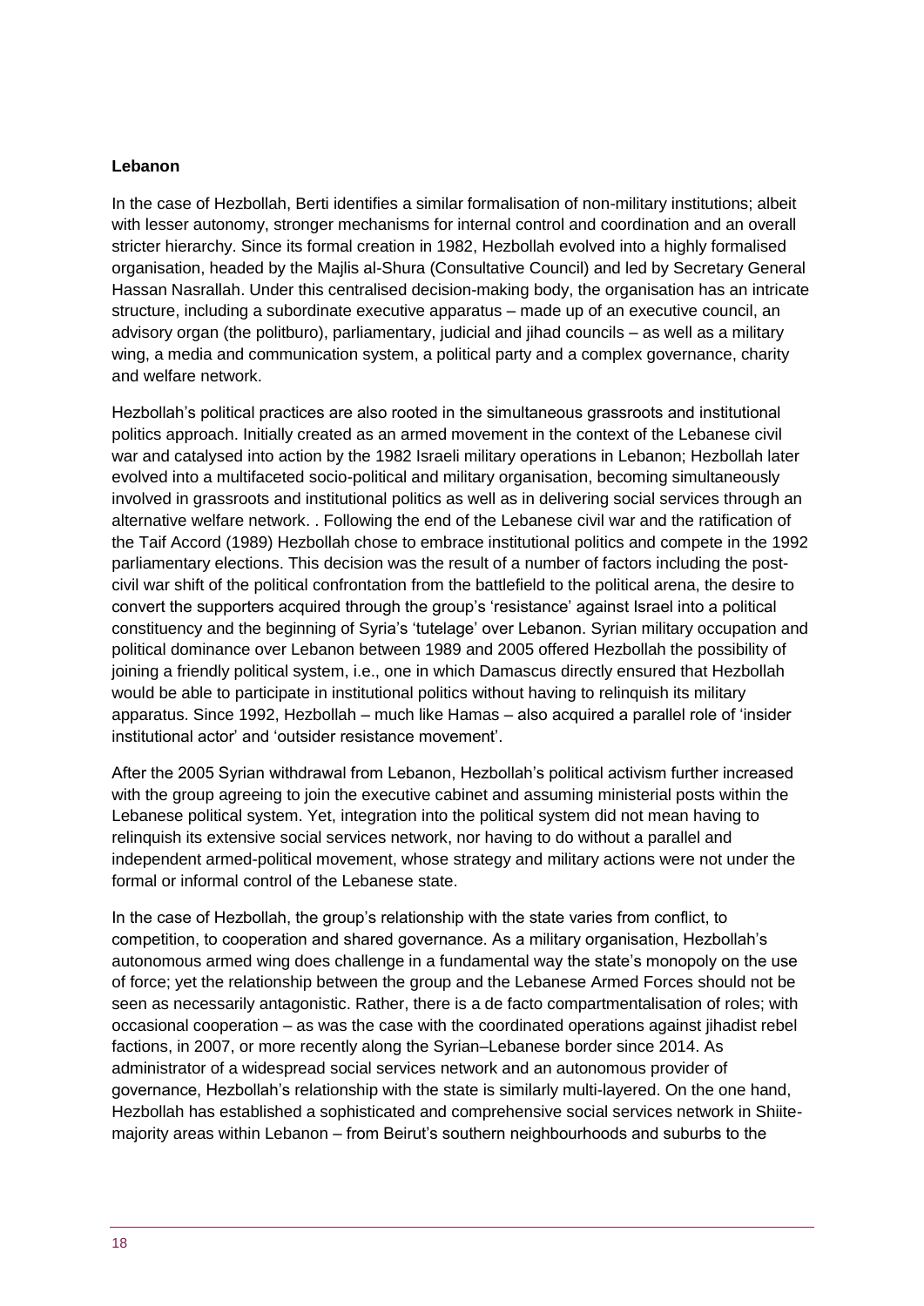**Lebanon**

In the case of Hezbollah, Berti identifies a similar formalisation of non-military institutions; albeit with lesser autonomy, stronger mechanisms for internal control and coordination and an overall stricter hierarchy. Since its formal creation in 1982, Hezbollah evolved into a highly formalised organisation, headed by the Majlis al-Shura (Consultative Council) and led by Secretary General Hassan Nasrallah. Under this centralised decision-making body, the organisation has an intricate structure, including a subordinate executive apparatus – made up of an executive council, an advisory organ (the politburo), parliamentary, judicial and jihad councils – as well as a military wing, a media and communication system, a political party and a complex governance, charity and welfare network.

Hezbollah's political practices are also rooted in the simultaneous grassroots and institutional politics approach. Initially created as an armed movement in the context of the Lebanese civil war and catalysed into action by the 1982 Israeli military operations in Lebanon; Hezbollah later evolved into a multifaceted socio-political and military organisation, becoming simultaneously involved in grassroots and institutional politics as well as in delivering social services through an alternative welfare network. . Following the end of the Lebanese civil war and the ratification of the Taif Accord (1989) Hezbollah chose to embrace institutional politics and compete in the 1992 parliamentary elections. This decision was the result of a number of factors including the post-civil war shift of the political confrontation from the battlefield to the political arena, the desire to convert the supporters acquired through the group's 'resistance' against Israel into a political constituency and the beginning of Syria's 'tutelage' over Lebanon. Syrian military occupation and political dominance over Lebanon between 1989 and 2005 offered Hezbollah the possibility of joining a friendly political system, i.e., one in which Damascus directly ensured that Hezbollah would be able to participate in institutional politics without having to relinquish its military apparatus. Since 1992, Hezbollah – much like Hamas – also acquired a parallel role of 'insider institutional actor' and 'outsider resistance movement'.

After the 2005 Syrian withdrawal from Lebanon, Hezbollah's political activism further increased with the group agreeing to join the executive cabinet and assuming ministerial posts within the Lebanese political system. Yet, integration into the political system did not mean having to relinquish its extensive social services network, nor having to do without a parallel and independent armed-political movement, whose strategy and military actions were not under the formal or informal control of the Lebanese state.

In the case of Hezbollah, the group's relationship with the state varies from conflict, to competition, to cooperation and shared governance. As a military organisation, Hezbollah's autonomous armed wing does challenge in a fundamental way the state's monopoly on the use of force; yet the relationship between the group and the Lebanese Armed Forces should not be seen as necessarily antagonistic. Rather, there is a de facto compartmentalisation of roles; with occasional cooperation – as was the case with the coordinated operations against jihadist rebel factions, in 2007, or more recently along the Syrian–Lebanese border since 2014. As administrator of a widespread social services network and an autonomous provider of governance, Hezbollah's relationship with the state is similarly multi-layered. On the one hand, Hezbollah has established a sophisticated and comprehensive social services network in Shiite-majority areas within Lebanon – from Beirut's southern neighbourhoods and suburbs to the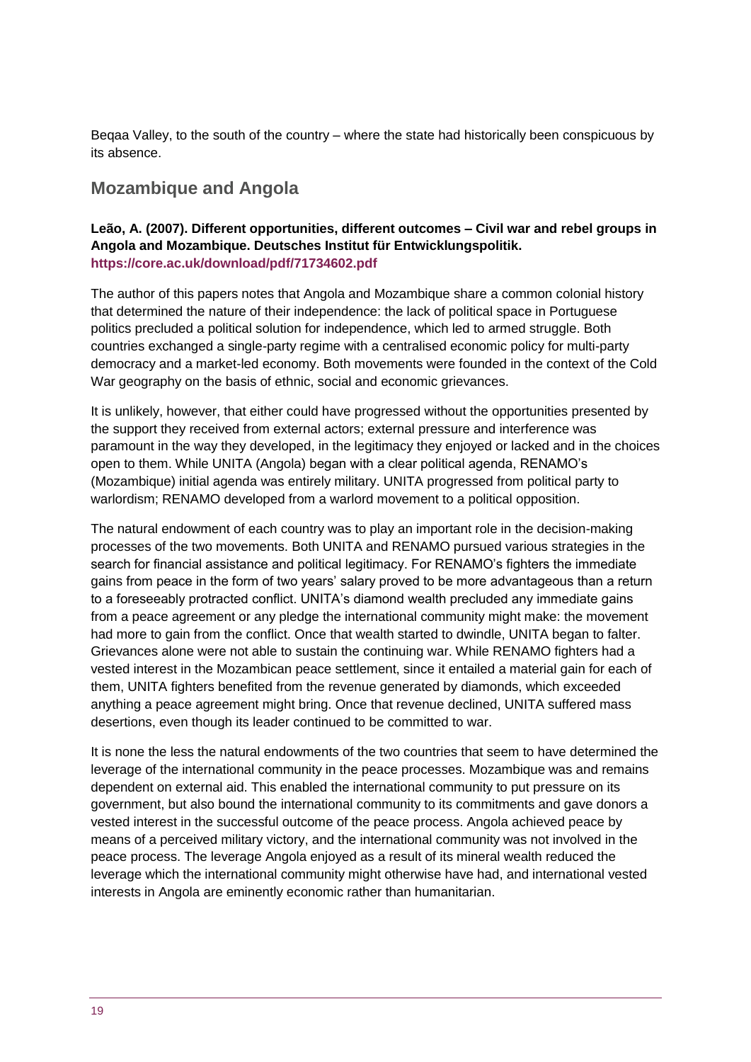Beqaa Valley, to the south of the country – where the state had historically been conspicuous by its absence.

## Mozambique and Angola

**Leão, A. (2007). Different opportunities, different outcomes – Civil war and rebel groups in Angola and Mozambique. Deutsches Institut für Entwicklungspolitik.**
**https://core.ac.uk/download/pdf/71734602.pdf**

The author of this papers notes that Angola and Mozambique share a common colonial history that determined the nature of their independence: the lack of political space in Portuguese politics precluded a political solution for independence, which led to armed struggle. Both countries exchanged a single-party regime with a centralised economic policy for multi-party democracy and a market-led economy. Both movements were founded in the context of the Cold War geography on the basis of ethnic, social and economic grievances.

It is unlikely, however, that either could have progressed without the opportunities presented by the support they received from external actors; external pressure and interference was paramount in the way they developed, in the legitimacy they enjoyed or lacked and in the choices open to them. While UNITA (Angola) began with a clear political agenda, RENAMO's (Mozambique) initial agenda was entirely military. UNITA progressed from political party to warlordism; RENAMO developed from a warlord movement to a political opposition.

The natural endowment of each country was to play an important role in the decision-making processes of the two movements. Both UNITA and RENAMO pursued various strategies in the search for financial assistance and political legitimacy. For RENAMO's fighters the immediate gains from peace in the form of two years' salary proved to be more advantageous than a return to a foreseeably protracted conflict. UNITA's diamond wealth precluded any immediate gains from a peace agreement or any pledge the international community might make: the movement had more to gain from the conflict. Once that wealth started to dwindle, UNITA began to falter. Grievances alone were not able to sustain the continuing war. While RENAMO fighters had a vested interest in the Mozambican peace settlement, since it entailed a material gain for each of them, UNITA fighters benefited from the revenue generated by diamonds, which exceeded anything a peace agreement might bring. Once that revenue declined, UNITA suffered mass desertions, even though its leader continued to be committed to war.

It is none the less the natural endowments of the two countries that seem to have determined the leverage of the international community in the peace processes. Mozambique was and remains dependent on external aid. This enabled the international community to put pressure on its government, but also bound the international community to its commitments and gave donors a vested interest in the successful outcome of the peace process. Angola achieved peace by means of a perceived military victory, and the international community was not involved in the peace process. The leverage Angola enjoyed as a result of its mineral wealth reduced the leverage which the international community might otherwise have had, and international vested interests in Angola are eminently economic rather than humanitarian.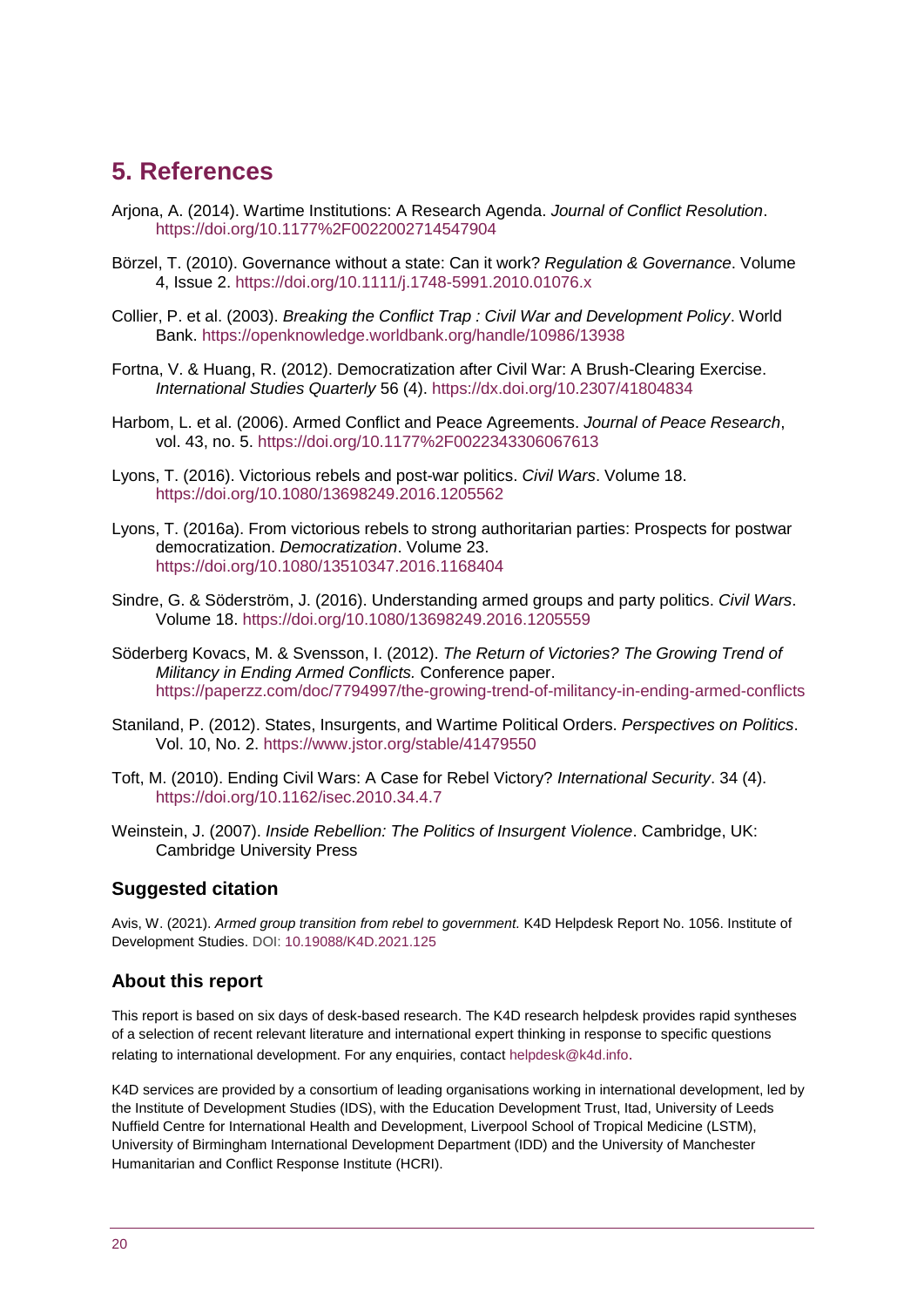# 5. References

Arjona, A. (2014). Wartime Institutions: A Research Agenda. *Journal of Conflict Resolution*. https://doi.org/10.1177%2F0022002714547904

Börzel, T. (2010). Governance without a state: Can it work? *Regulation & Governance*. Volume 4, Issue 2. https://doi.org/10.1111/j.1748-5991.2010.01076.x

Collier, P. et al. (2003). *Breaking the Conflict Trap : Civil War and Development Policy*. World Bank. https://openknowledge.worldbank.org/handle/10986/13938

Fortna, V. & Huang, R. (2012). Democratization after Civil War: A Brush-Clearing Exercise. *International Studies Quarterly* 56 (4). https://dx.doi.org/10.2307/41804834

Harbom, L. et al. (2006). Armed Conflict and Peace Agreements. *Journal of Peace Research*, vol. 43, no. 5. https://doi.org/10.1177%2F0022343306067613

Lyons, T. (2016). Victorious rebels and post-war politics. *Civil Wars*. Volume 18. https://doi.org/10.1080/13698249.2016.1205562

Lyons, T. (2016a). From victorious rebels to strong authoritarian parties: Prospects for postwar democratization. *Democratization*. Volume 23. https://doi.org/10.1080/13510347.2016.1168404

Sindre, G. & Söderström, J. (2016). Understanding armed groups and party politics. *Civil Wars*. Volume 18. https://doi.org/10.1080/13698249.2016.1205559

Söderberg Kovacs, M. & Svensson, I. (2012). *The Return of Victories? The Growing Trend of Militancy in Ending Armed Conflicts.* Conference paper. https://paperzz.com/doc/7794997/the-growing-trend-of-militancy-in-ending-armed-conflicts

Staniland, P. (2012). States, Insurgents, and Wartime Political Orders. *Perspectives on Politics*. Vol. 10, No. 2. https://www.jstor.org/stable/41479550

Toft, M. (2010). Ending Civil Wars: A Case for Rebel Victory? *International Security*. 34 (4). https://doi.org/10.1162/isec.2010.34.4.7

Weinstein, J. (2007). *Inside Rebellion: The Politics of Insurgent Violence*. Cambridge, UK: Cambridge University Press

## Suggested citation

Avis, W. (2021). *Armed group transition from rebel to government.* K4D Helpdesk Report No. 1056. Institute of Development Studies. DOI: 10.19088/K4D.2021.125

## About this report

This report is based on six days of desk-based research. The K4D research helpdesk provides rapid syntheses of a selection of recent relevant literature and international expert thinking in response to specific questions relating to international development. For any enquiries, contact helpdesk@k4d.info.

K4D services are provided by a consortium of leading organisations working in international development, led by the Institute of Development Studies (IDS), with the Education Development Trust, Itad, University of Leeds Nuffield Centre for International Health and Development, Liverpool School of Tropical Medicine (LSTM), University of Birmingham International Development Department (IDD) and the University of Manchester Humanitarian and Conflict Response Institute (HCRI).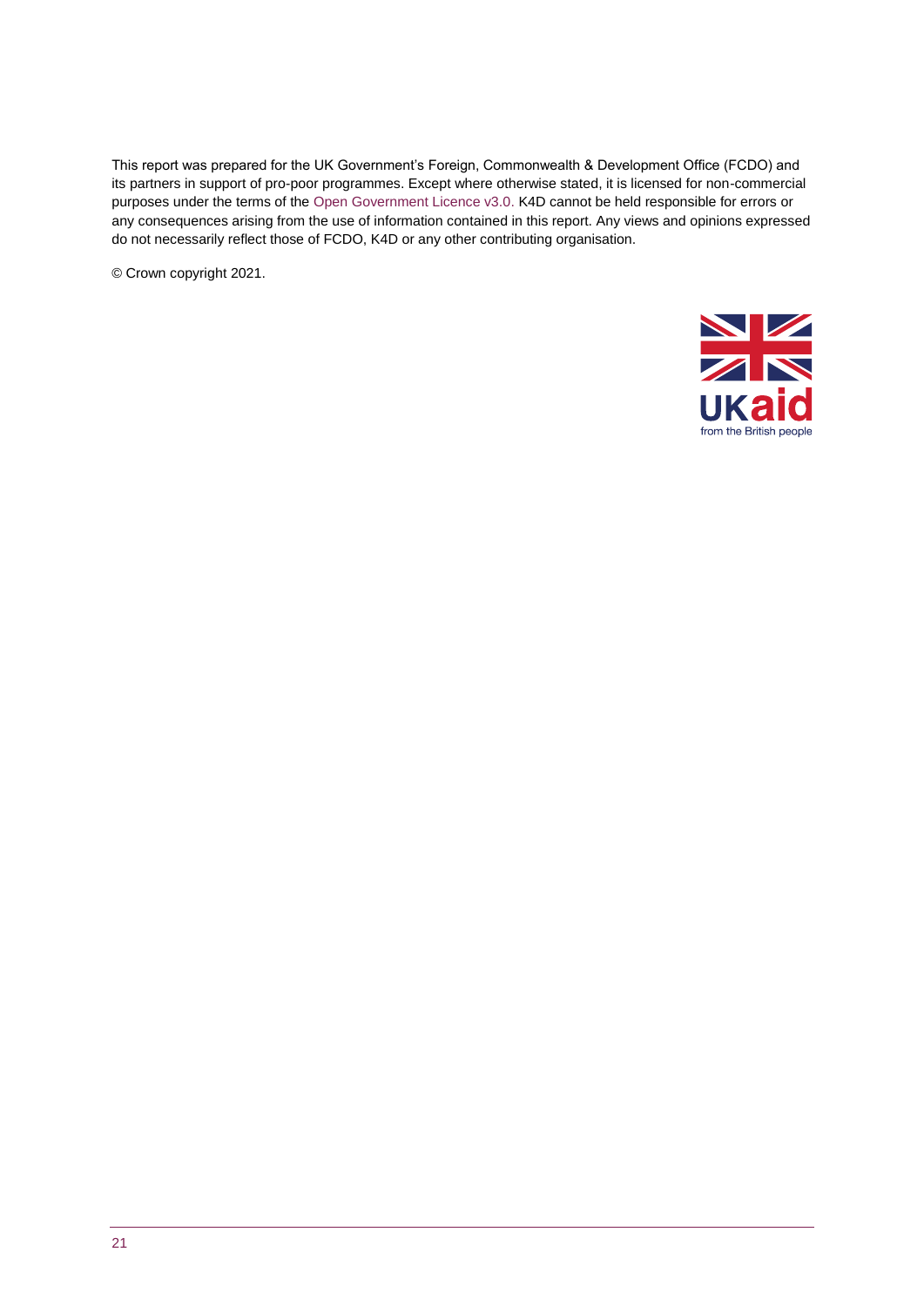This report was prepared for the UK Government's Foreign, Commonwealth & Development Office (FCDO) and its partners in support of pro-poor programmes. Except where otherwise stated, it is licensed for non-commercial purposes under the terms of the Open Government Licence v3.0. K4D cannot be held responsible for errors or any consequences arising from the use of information contained in this report. Any views and opinions expressed do not necessarily reflect those of FCDO, K4D or any other contributing organisation.

© Crown copyright 2021.

UKaid
from the British people